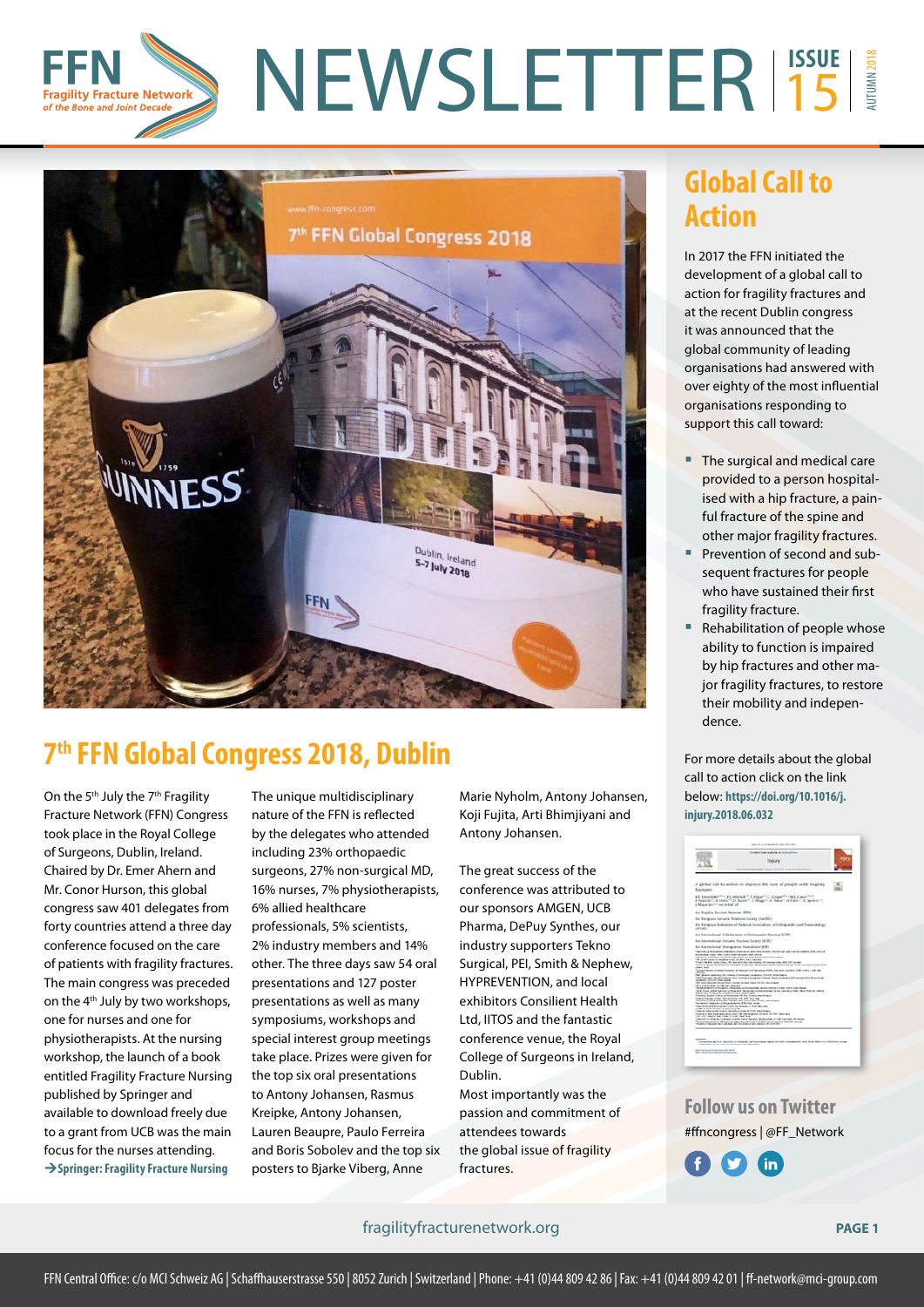# NEWSLETTER

ISSUE 15 | AUTUMN 2018

FFN Fragility Fracture Network *of the Bone and Joint Decade*

## 7th FFN Global Congress 2018, Dublin

On the 5th July the 7th Fragility Fracture Network (FFN) Congress took place in the Royal College of Surgeons, Dublin, Ireland. Chaired by Dr. Emer Ahern and Mr. Conor Hurson, this global congress saw 401 delegates from forty countries attend a three day conference focused on the care of patients with fragility fractures. The main congress was preceded on the 4th July by two workshops, one for nurses and one for physiotherapists. At the nursing workshop, the launch of a book entitled Fragility Fracture Nursing published by Springer and available to download freely due to a grant from UCB was the main focus for the nurses attending.
**→Springer: Fragility Fracture Nursing**

The unique multidisciplinary nature of the FFN is reflected by the delegates who attended including 23% orthopaedic surgeons, 27% non-surgical MD, 16% nurses, 7% physiotherapists, 6% allied healthcare professionals, 5% scientists, 2% industry members and 14% other. The three days saw 54 oral presentations and 127 poster presentations as well as many symposiums, workshops and special interest group meetings take place. Prizes were given for the top six oral presentations to Antony Johansen, Rasmus Kreipke, Antony Johansen, Lauren Beaupre, Paulo Ferreira and Boris Sobolev and the top six posters to Bjarke Viberg, Anne Marie Nyholm, Antony Johansen, Koji Fujita, Arti Bhimjiyani and Antony Johansen.

The great success of the conference was attributed to our sponsors AMGEN, UCB Pharma, DePuy Synthes, our industry supporters Tekno Surgical, PEI, Smith & Nephew, HYPREVENTION, and local exhibitors Consilient Health Ltd, IITOS and the fantastic conference venue, the Royal College of Surgeons in Ireland, Dublin.
Most importantly was the passion and commitment of attendees towards the global issue of fragility fractures.

## Global Call to Action

In 2017 the FFN initiated the development of a global call to action for fragility fractures and at the recent Dublin congress it was announced that the global community of leading organisations had answered with over eighty of the most influential organisations responding to support this call toward:

- The surgical and medical care provided to a person hospitalised with a hip fracture, a painful fracture of the spine and other major fragility fractures.
- Prevention of second and subsequent fractures for people who have sustained their first fragility fracture.
- Rehabilitation of people whose ability to function is impaired by hip fractures and other major fragility fractures, to restore their mobility and independence.

For more details about the global call to action click on the link below: **https://doi.org/10.1016/j.injury.2018.06.032**

### Follow us on Twitter

#ffncongress | @FF_Network

fragilityfracturenetwork.org

FFN Central Office: c/o MCI Schweiz AG | Schaffhauserstrasse 550 | 8052 Zurich | Switzerland | Phone: +41 (0)44 809 42 86 | Fax: +41 (0)44 809 42 01 | ff-network@mci-group.com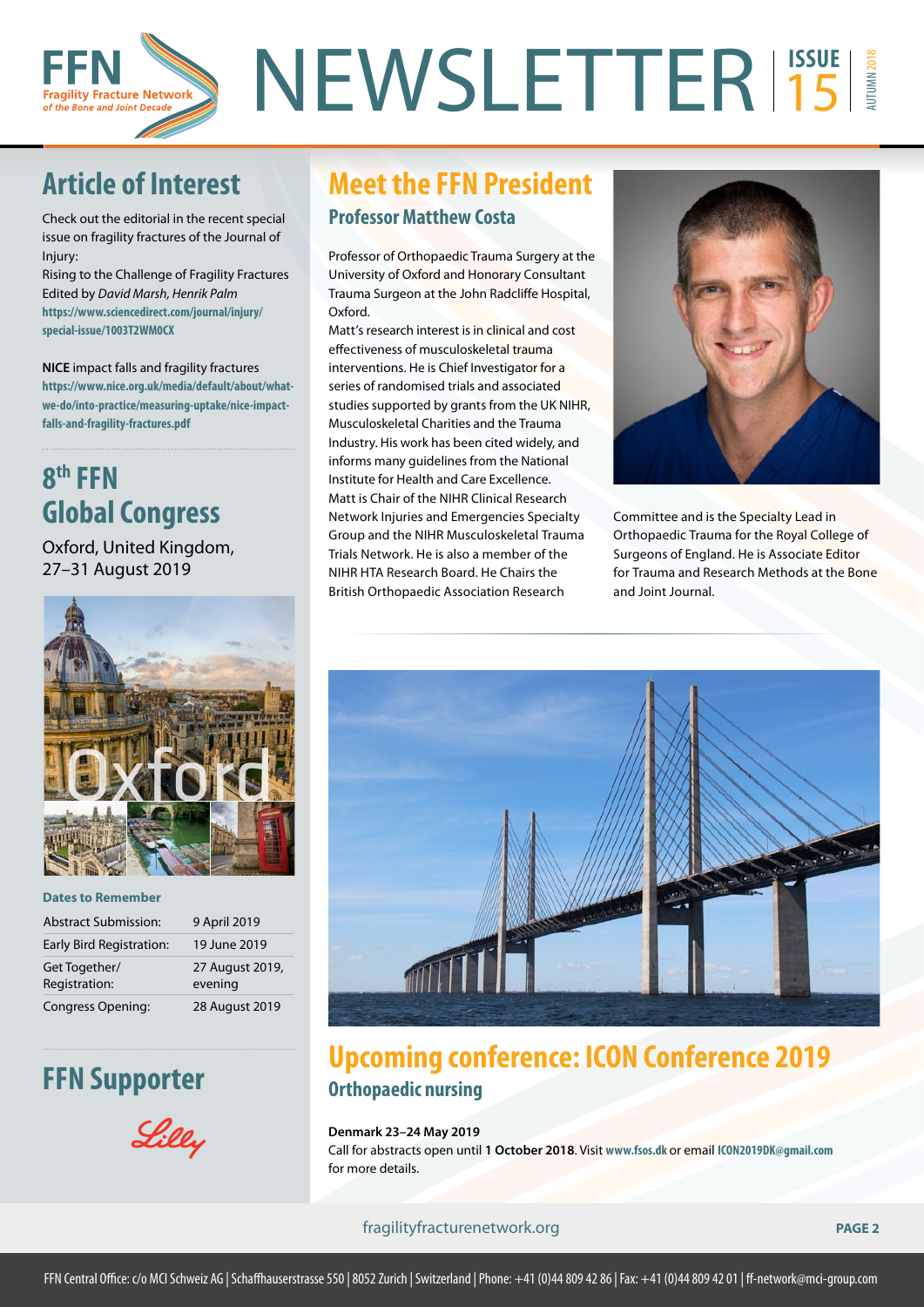# FFN NEWSLETTER

ISSUE 15 | AUTUMN 2018

## Article of Interest

Check out the editorial in the recent special issue on fragility fractures of the Journal of Injury:

Rising to the Challenge of Fragility Fractures
Edited by *David Marsh, Henrik Palm*
**https://www.sciencedirect.com/journal/injury/special-issue/1003T2WM0CX**

**NICE** impact falls and fragility fractures
**https://www.nice.org.uk/media/default/about/what-we-do/into-practice/measuring-uptake/nice-impact-falls-and-fragility-fractures.pdf**

## 8th FFN Global Congress

Oxford, United Kingdom,
27–31 August 2019

**Dates to Remember**

| | |
|---|---|
| Abstract Submission: | 9 April 2019 |
| Early Bird Registration: | 19 June 2019 |
| Get Together/ Registration: | 27 August 2019, evening |
| Congress Opening: | 28 August 2019 |

## FFN Supporter

Lilly

## Meet the FFN President

### Professor Matthew Costa

Professor of Orthopaedic Trauma Surgery at the University of Oxford and Honorary Consultant Trauma Surgeon at the John Radcliffe Hospital, Oxford.

Matt's research interest is in clinical and cost effectiveness of musculoskeletal trauma interventions. He is Chief Investigator for a series of randomised trials and associated studies supported by grants from the UK NIHR, Musculoskeletal Charities and the Trauma Industry. His work has been cited widely, and informs many guidelines from the National Institute for Health and Care Excellence.

Matt is Chair of the NIHR Clinical Research Network Injuries and Emergencies Specialty Group and the NIHR Musculoskeletal Trauma Trials Network. He is also a member of the NIHR HTA Research Board. He Chairs the British Orthopaedic Association Research Committee and is the Specialty Lead in Orthopaedic Trauma for the Royal College of Surgeons of England. He is Associate Editor for Trauma and Research Methods at the Bone and Joint Journal.

## Upcoming conference: ICON Conference 2019

### Orthopaedic nursing

**Denmark 23–24 May 2019**
Call for abstracts open until **1 October 2018**. Visit **www.fsos.dk** or email **ICON2019DK@gmail.com** for more details.

fragilityfracturenetwork.org

FFN Central Office: c/o MCI Schweiz AG | Schaffhauserstrasse 550 | 8052 Zurich | Switzerland | Phone: +41 (0)44 809 42 86 | Fax: +41 (0)44 809 42 01 | ff-network@mci-group.com